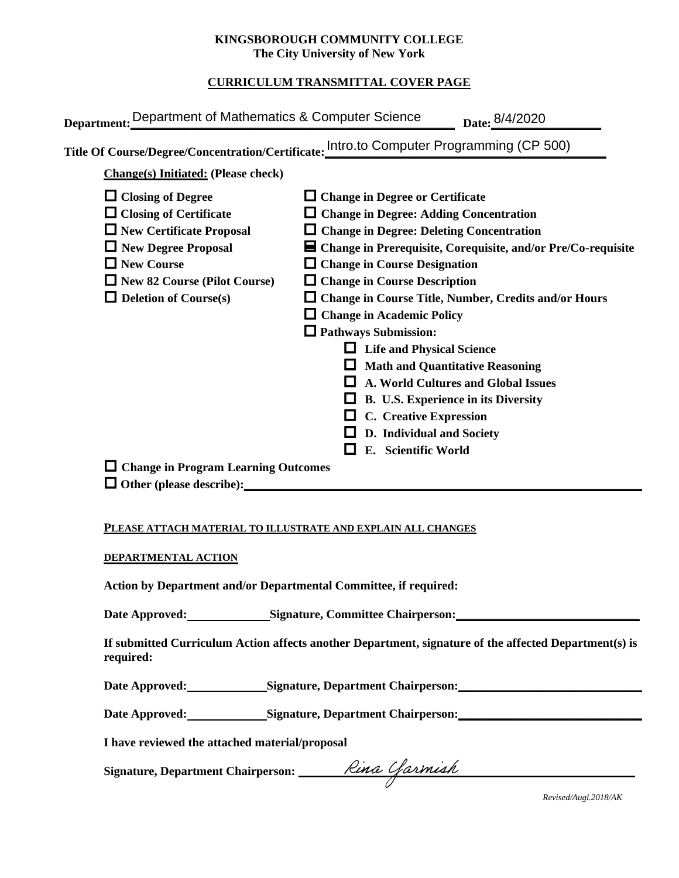**KINGSBOROUGH COMMUNITY COLLEGE**
**The City University of New York**

**CURRICULUM TRANSMITTAL COVER PAGE**

**Department:** Department of Mathematics & Computer Science **Date:** 8/4/2020

**Title Of Course/Degree/Concentration/Certificate:** Intro.to Computer Programming (CP 500)

**Change(s) Initiated: (Please check)**

- ☐ **Closing of Degree**
- ☐ **Closing of Certificate**
- ☐ **New Certificate Proposal**
- ☐ **New Degree Proposal**
- ☐ **New Course**
- ☐ **New 82 Course (Pilot Course)**
- ☐ **Deletion of Course(s)**
- ☐ **Change in Degree or Certificate**
- ☐ **Change in Degree: Adding Concentration**
- ☐ **Change in Degree: Deleting Concentration**
- ☒ **Change in Prerequisite, Corequisite, and/or Pre/Co-requisite**
- ☐ **Change in Course Designation**
- ☐ **Change in Course Description**
- ☐ **Change in Course Title, Number, Credits and/or Hours**
- ☐ **Change in Academic Policy**
- ☐ **Pathways Submission:**
  - ☐ **Life and Physical Science**
  - ☐ **Math and Quantitative Reasoning**
  - ☐ **A. World Cultures and Global Issues**
  - ☐ **B. U.S. Experience in its Diversity**
  - ☐ **C. Creative Expression**
  - ☐ **D. Individual and Society**
  - ☐ **E. Scientific World**
- ☐ **Change in Program Learning Outcomes**
- ☐ **Other (please describe):** ______________________

**PLEASE ATTACH MATERIAL TO ILLUSTRATE AND EXPLAIN ALL CHANGES**

**DEPARTMENTAL ACTION**

**Action by Department and/or Departmental Committee, if required:**

**Date Approved:** ____________ **Signature, Committee Chairperson:** ______________________

**If submitted Curriculum Action affects another Department, signature of the affected Department(s) is required:**

**Date Approved:** ____________ **Signature, Department Chairperson:** ______________________

**Date Approved:** ____________ **Signature, Department Chairperson:** ______________________

**I have reviewed the attached material/proposal**

**Signature, Department Chairperson:** Rina Yarmish

*Revised/Augl.2018/AK*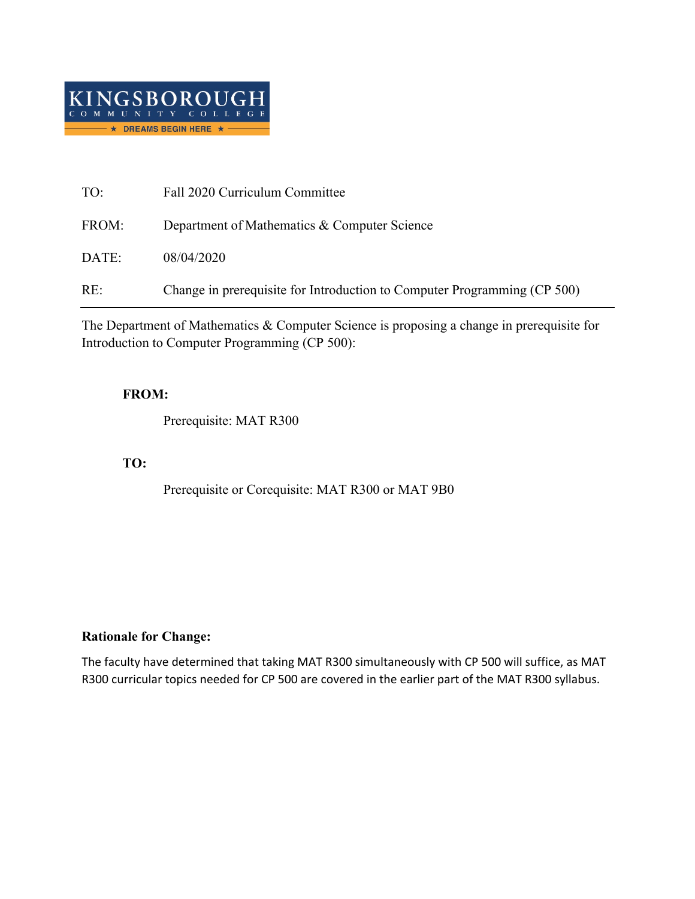KINGSBOROUGH COMMUNITY COLLEGE
★ DREAMS BEGIN HERE ★

TO: Fall 2020 Curriculum Committee

FROM: Department of Mathematics & Computer Science

DATE: 08/04/2020

RE: Change in prerequisite for Introduction to Computer Programming (CP 500)

---

The Department of Mathematics & Computer Science is proposing a change in prerequisite for Introduction to Computer Programming (CP 500):

**FROM:**

Prerequisite: MAT R300

**TO:**

Prerequisite or Corequisite: MAT R300 or MAT 9B0

**Rationale for Change:**

The faculty have determined that taking MAT R300 simultaneously with CP 500 will suffice, as MAT R300 curricular topics needed for CP 500 are covered in the earlier part of the MAT R300 syllabus.